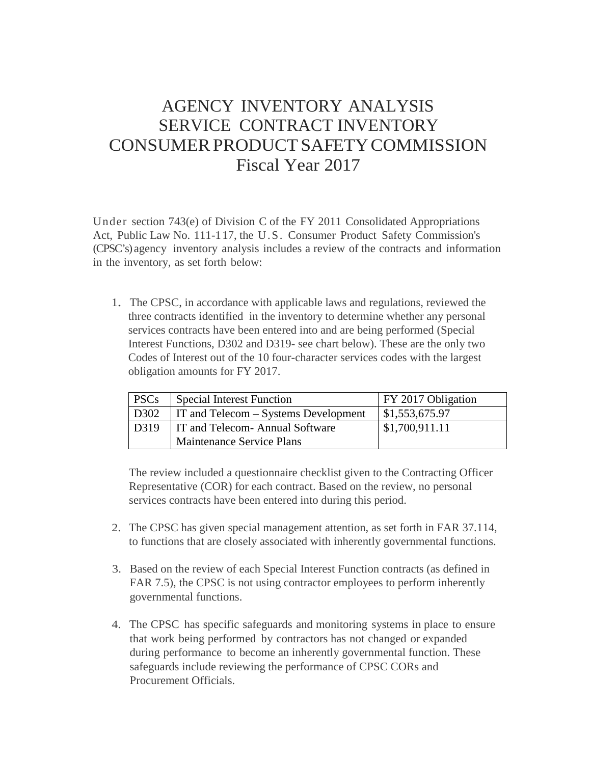# AGENCY INVENTORY ANALYSIS
# SERVICE CONTRACT INVENTORY
# CONSUMER PRODUCT SAFETY COMMISSION
# Fiscal Year 2017

Under section 743(e) of Division C of the FY 2011 Consolidated Appropriations Act, Public Law No. 111-117, the U.S. Consumer Product Safety Commission's (CPSC's) agency inventory analysis includes a review of the contracts and information in the inventory, as set forth below:

1. The CPSC, in accordance with applicable laws and regulations, reviewed the three contracts identified in the inventory to determine whether any personal services contracts have been entered into and are being performed (Special Interest Functions, D302 and D319- see chart below). These are the only two Codes of Interest out of the 10 four-character services codes with the largest obligation amounts for FY 2017.

| PSCs | Special Interest Function | FY 2017 Obligation |
|---|---|---|
| D302 | IT and Telecom – Systems Development | $1,553,675.97 |
| D319 | IT and Telecom- Annual Software Maintenance Service Plans | $1,700,911.11 |

   The review included a questionnaire checklist given to the Contracting Officer Representative (COR) for each contract. Based on the review, no personal services contracts have been entered into during this period.

2. The CPSC has given special management attention, as set forth in FAR 37.114, to functions that are closely associated with inherently governmental functions.

3. Based on the review of each Special Interest Function contracts (as defined in FAR 7.5), the CPSC is not using contractor employees to perform inherently governmental functions.

4. The CPSC has specific safeguards and monitoring systems in place to ensure that work being performed by contractors has not changed or expanded during performance to become an inherently governmental function. These safeguards include reviewing the performance of CPSC CORs and Procurement Officials.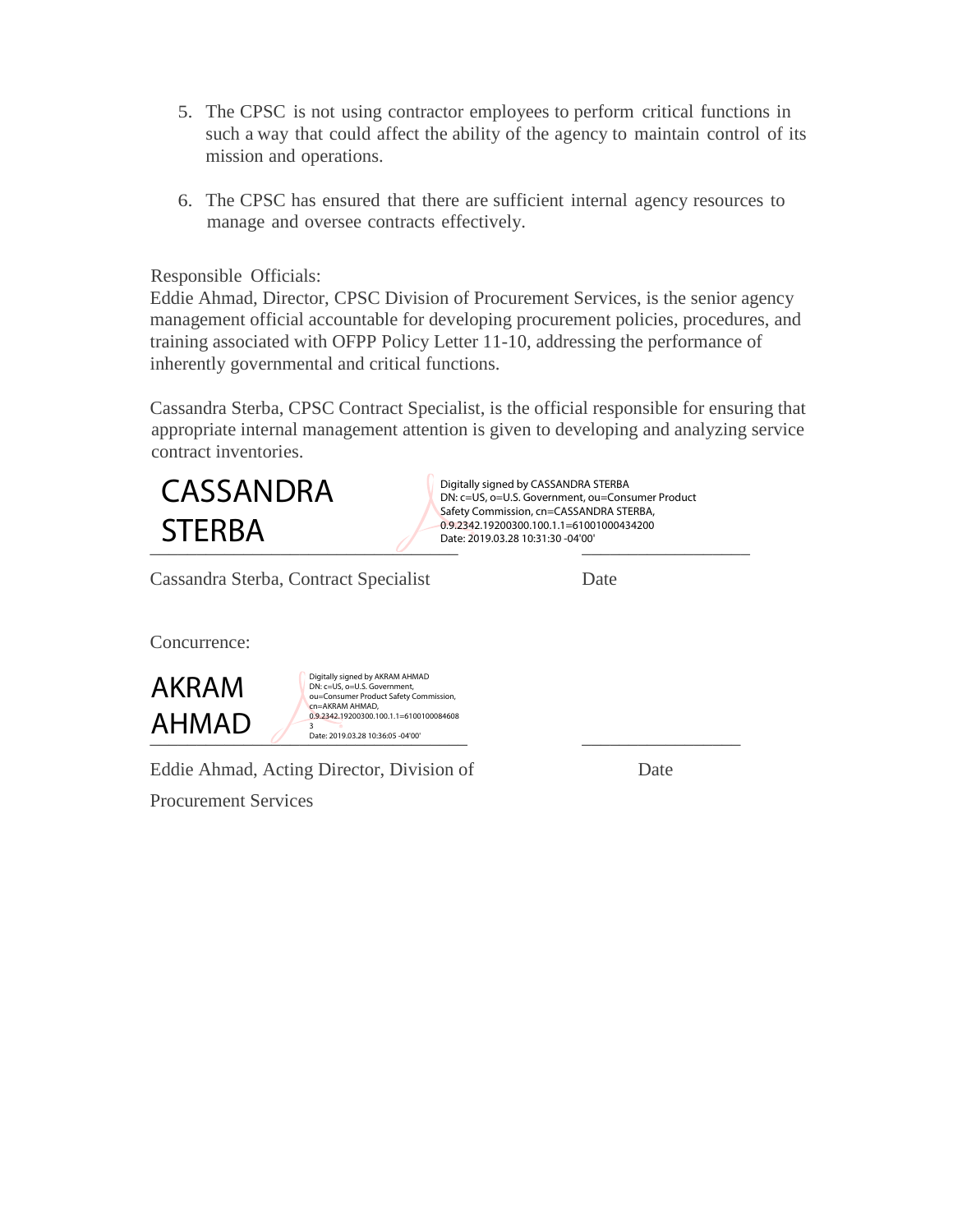5. The CPSC is not using contractor employees to perform critical functions in such a way that could affect the ability of the agency to maintain control of its mission and operations.

6. The CPSC has ensured that there are sufficient internal agency resources to manage and oversee contracts effectively.

Responsible Officials:
Eddie Ahmad, Director, CPSC Division of Procurement Services, is the senior agency management official accountable for developing procurement policies, procedures, and training associated with OFPP Policy Letter 11-10, addressing the performance of inherently governmental and critical functions.

Cassandra Sterba, CPSC Contract Specialist, is the official responsible for ensuring that appropriate internal management attention is given to developing and analyzing service contract inventories.

CASSANDRA STERBA

Digitally signed by CASSANDRA STERBA
DN: c=US, o=U.S. Government, ou=Consumer Product Safety Commission, cn=CASSANDRA STERBA, 0.9.2342.19200300.100.1.1=61001000434200
Date: 2019.03.28 10:31:30 -04'00'

Cassandra Sterba, Contract Specialist                    Date

Concurrence:

AKRAM AHMAD

Digitally signed by AKRAM AHMAD
DN: c=US, o=U.S. Government, ou=Consumer Product Safety Commission, cn=AKRAM AHMAD, 0.9.2342.19200300.100.1.1=61001000846083
Date: 2019.03.28 10:36:05 -04'00'

Eddie Ahmad, Acting Director, Division of Procurement Services                    Date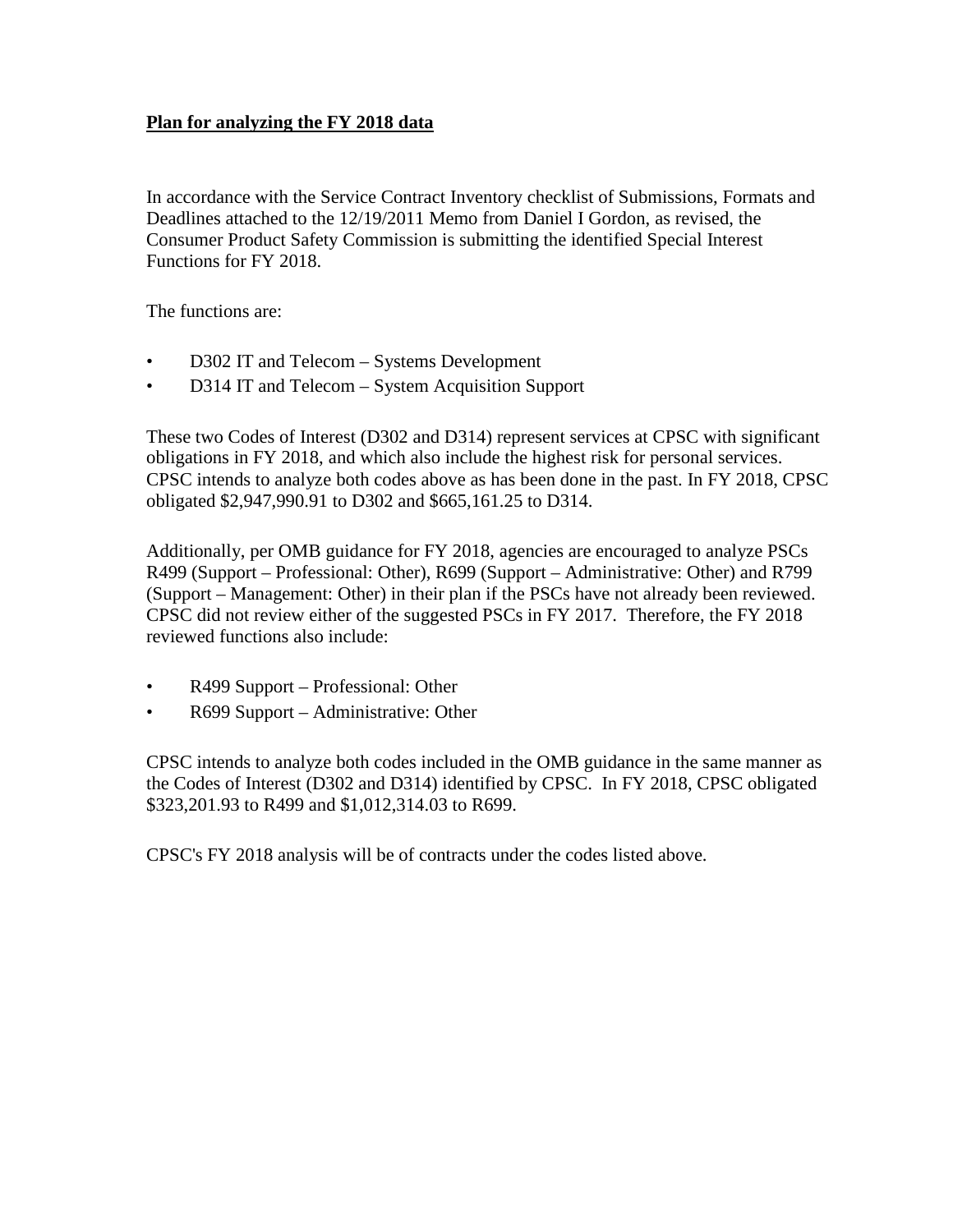**Plan for analyzing the FY 2018 data**

In accordance with the Service Contract Inventory checklist of Submissions, Formats and Deadlines attached to the 12/19/2011 Memo from Daniel I Gordon, as revised, the Consumer Product Safety Commission is submitting the identified Special Interest Functions for FY 2018.

The functions are:

- D302 IT and Telecom – Systems Development
- D314 IT and Telecom – System Acquisition Support

These two Codes of Interest (D302 and D314) represent services at CPSC with significant obligations in FY 2018, and which also include the highest risk for personal services. CPSC intends to analyze both codes above as has been done in the past. In FY 2018, CPSC obligated $2,947,990.91 to D302 and $665,161.25 to D314.

Additionally, per OMB guidance for FY 2018, agencies are encouraged to analyze PSCs R499 (Support – Professional: Other), R699 (Support – Administrative: Other) and R799 (Support – Management: Other) in their plan if the PSCs have not already been reviewed. CPSC did not review either of the suggested PSCs in FY 2017. Therefore, the FY 2018 reviewed functions also include:

- R499 Support – Professional: Other
- R699 Support – Administrative: Other

CPSC intends to analyze both codes included in the OMB guidance in the same manner as the Codes of Interest (D302 and D314) identified by CPSC. In FY 2018, CPSC obligated $323,201.93 to R499 and $1,012,314.03 to R699.

CPSC's FY 2018 analysis will be of contracts under the codes listed above.